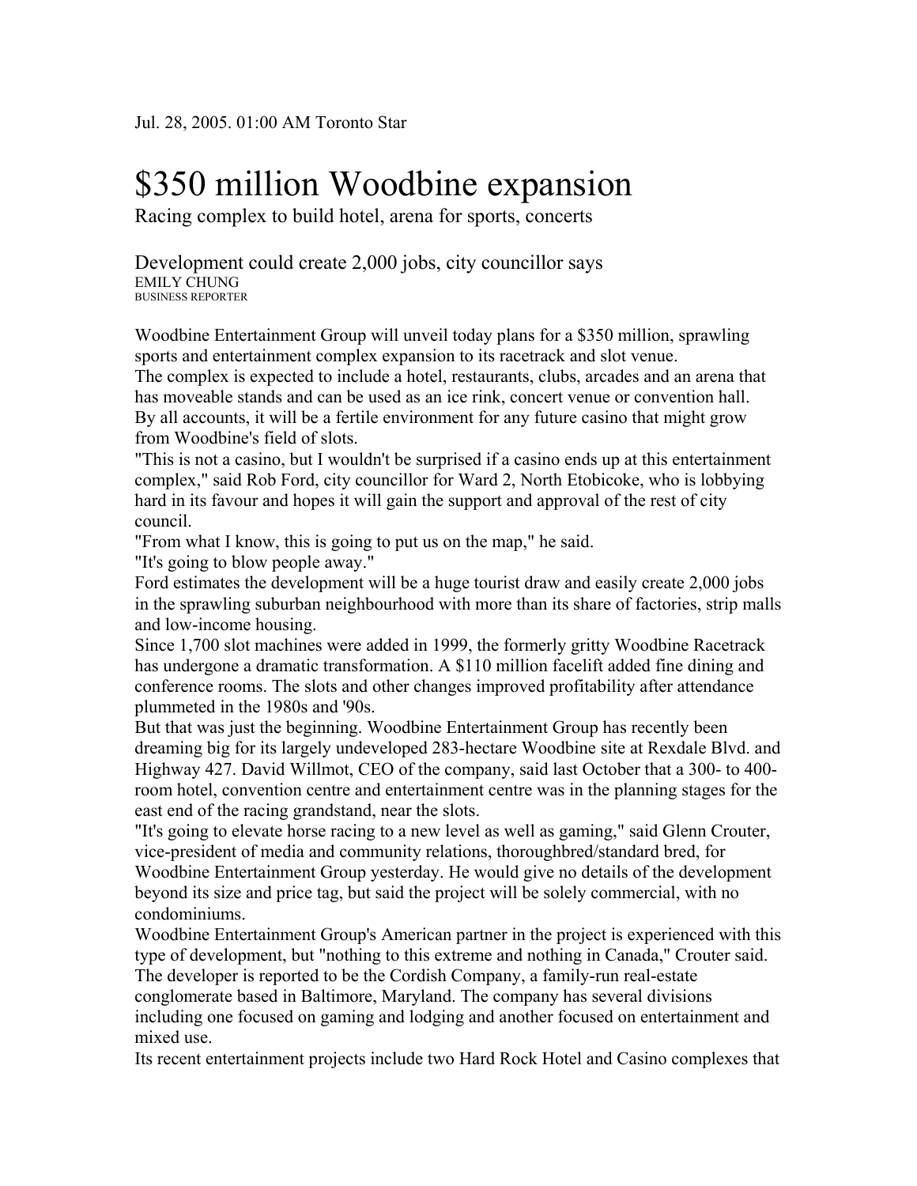Jul. 28, 2005. 01:00 AM Toronto Star

# $350 million Woodbine expansion

Racing complex to build hotel, arena for sports, concerts

## Development could create 2,000 jobs, city councillor says

EMILY CHUNG
BUSINESS REPORTER

Woodbine Entertainment Group will unveil today plans for a $350 million, sprawling sports and entertainment complex expansion to its racetrack and slot venue.

The complex is expected to include a hotel, restaurants, clubs, arcades and an arena that has moveable stands and can be used as an ice rink, concert venue or convention hall.

By all accounts, it will be a fertile environment for any future casino that might grow from Woodbine's field of slots.

"This is not a casino, but I wouldn't be surprised if a casino ends up at this entertainment complex," said Rob Ford, city councillor for Ward 2, North Etobicoke, who is lobbying hard in its favour and hopes it will gain the support and approval of the rest of city council.

"From what I know, this is going to put us on the map," he said.

"It's going to blow people away."

Ford estimates the development will be a huge tourist draw and easily create 2,000 jobs in the sprawling suburban neighbourhood with more than its share of factories, strip malls and low-income housing.

Since 1,700 slot machines were added in 1999, the formerly gritty Woodbine Racetrack has undergone a dramatic transformation. A $110 million facelift added fine dining and conference rooms. The slots and other changes improved profitability after attendance plummeted in the 1980s and '90s.

But that was just the beginning. Woodbine Entertainment Group has recently been dreaming big for its largely undeveloped 283-hectare Woodbine site at Rexdale Blvd. and Highway 427. David Willmot, CEO of the company, said last October that a 300- to 400-room hotel, convention centre and entertainment centre was in the planning stages for the east end of the racing grandstand, near the slots.

"It's going to elevate horse racing to a new level as well as gaming," said Glenn Crouter, vice-president of media and community relations, thoroughbred/standard bred, for Woodbine Entertainment Group yesterday. He would give no details of the development beyond its size and price tag, but said the project will be solely commercial, with no condominiums.

Woodbine Entertainment Group's American partner in the project is experienced with this type of development, but "nothing to this extreme and nothing in Canada," Crouter said.

The developer is reported to be the Cordish Company, a family-run real-estate conglomerate based in Baltimore, Maryland. The company has several divisions including one focused on gaming and lodging and another focused on entertainment and mixed use.

Its recent entertainment projects include two Hard Rock Hotel and Casino complexes that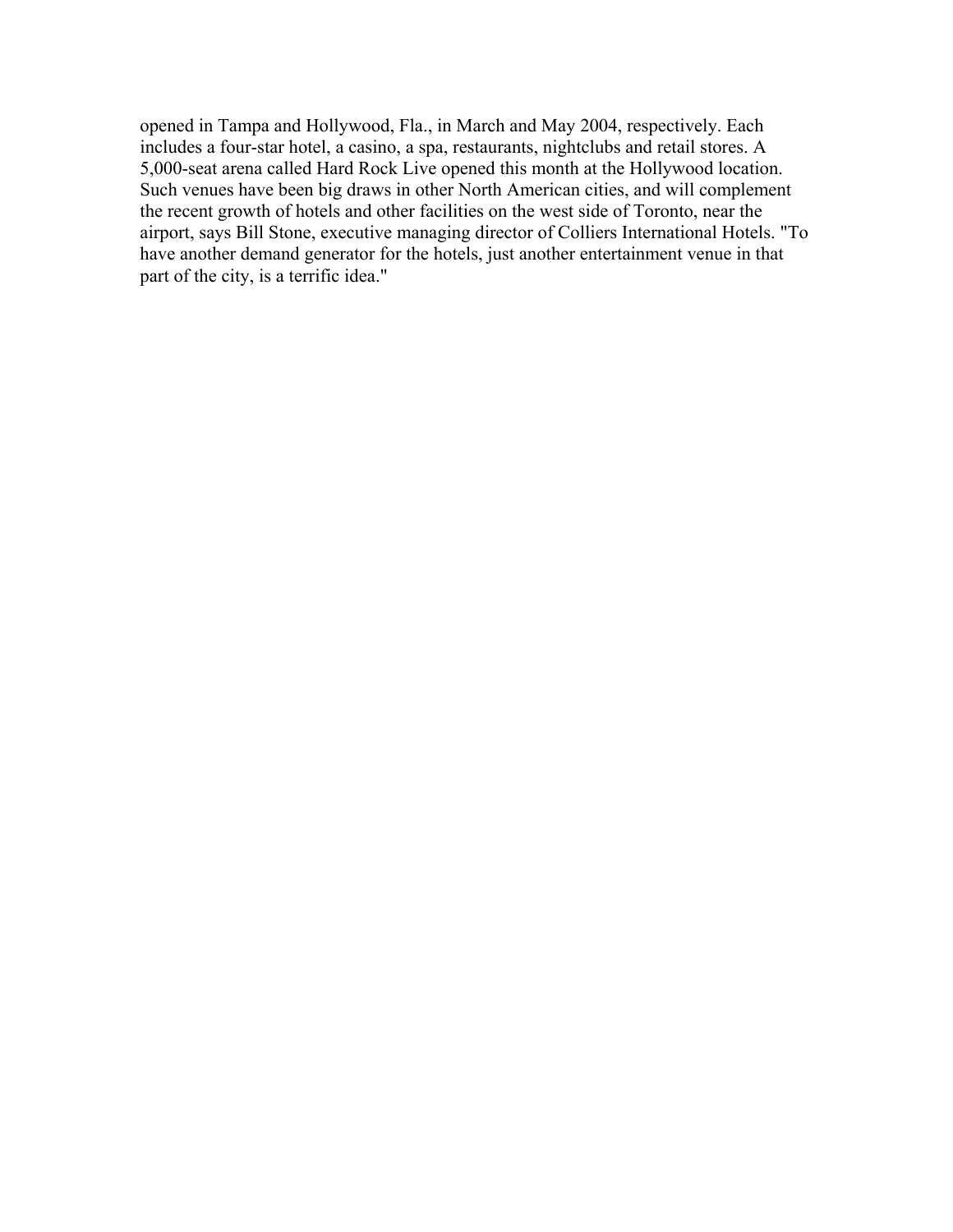opened in Tampa and Hollywood, Fla., in March and May 2004, respectively. Each includes a four-star hotel, a casino, a spa, restaurants, nightclubs and retail stores. A 5,000-seat arena called Hard Rock Live opened this month at the Hollywood location. Such venues have been big draws in other North American cities, and will complement the recent growth of hotels and other facilities on the west side of Toronto, near the airport, says Bill Stone, executive managing director of Colliers International Hotels. "To have another demand generator for the hotels, just another entertainment venue in that part of the city, is a terrific idea."